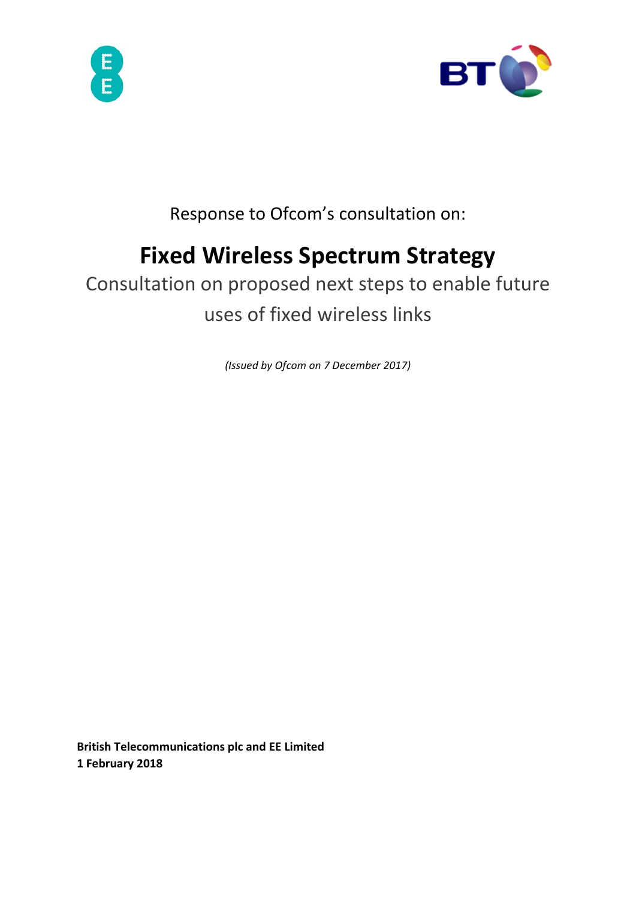Response to Ofcom's consultation on:

# Fixed Wireless Spectrum Strategy

## Consultation on proposed next steps to enable future uses of fixed wireless links

*(Issued by Ofcom on 7 December 2017)*

**British Telecommunications plc and EE Limited**
**1 February 2018**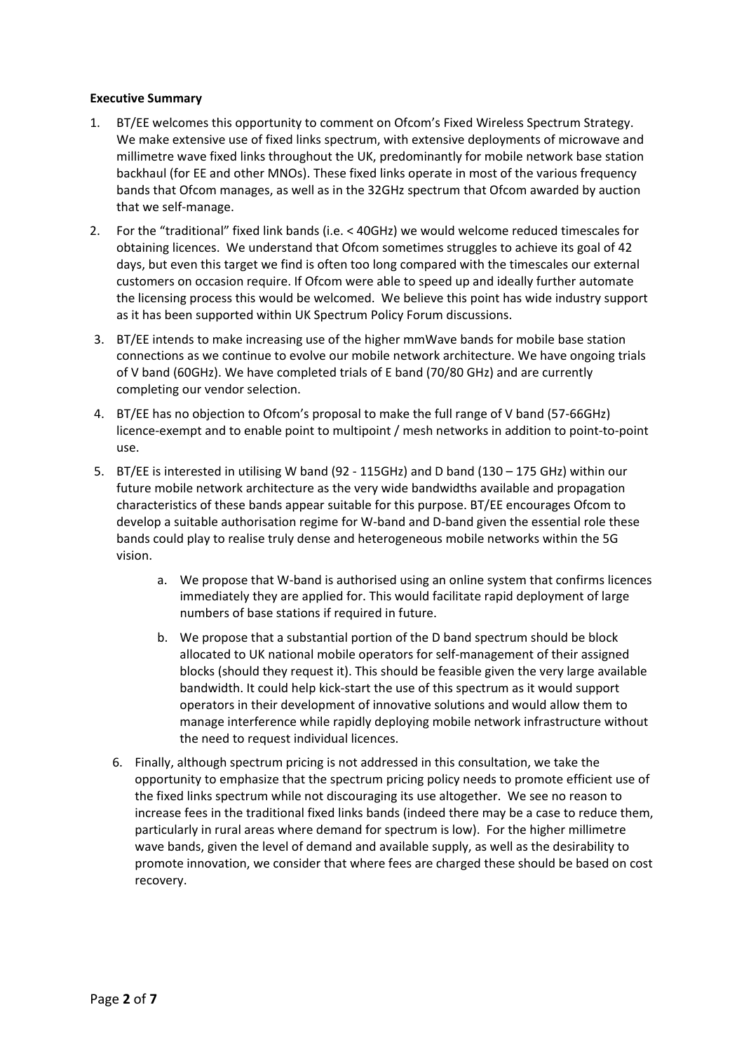**Executive Summary**

1. BT/EE welcomes this opportunity to comment on Ofcom's Fixed Wireless Spectrum Strategy. We make extensive use of fixed links spectrum, with extensive deployments of microwave and millimetre wave fixed links throughout the UK, predominantly for mobile network base station backhaul (for EE and other MNOs). These fixed links operate in most of the various frequency bands that Ofcom manages, as well as in the 32GHz spectrum that Ofcom awarded by auction that we self-manage.
2. For the "traditional" fixed link bands (i.e. < 40GHz) we would welcome reduced timescales for obtaining licences. We understand that Ofcom sometimes struggles to achieve its goal of 42 days, but even this target we find is often too long compared with the timescales our external customers on occasion require. If Ofcom were able to speed up and ideally further automate the licensing process this would be welcomed. We believe this point has wide industry support as it has been supported within UK Spectrum Policy Forum discussions.
3. BT/EE intends to make increasing use of the higher mmWave bands for mobile base station connections as we continue to evolve our mobile network architecture. We have ongoing trials of V band (60GHz). We have completed trials of E band (70/80 GHz) and are currently completing our vendor selection.
4. BT/EE has no objection to Ofcom's proposal to make the full range of V band (57-66GHz) licence-exempt and to enable point to multipoint / mesh networks in addition to point-to-point use.
5. BT/EE is interested in utilising W band (92 - 115GHz) and D band (130 – 175 GHz) within our future mobile network architecture as the very wide bandwidths available and propagation characteristics of these bands appear suitable for this purpose. BT/EE encourages Ofcom to develop a suitable authorisation regime for W-band and D-band given the essential role these bands could play to realise truly dense and heterogeneous mobile networks within the 5G vision.
   a. We propose that W-band is authorised using an online system that confirms licences immediately they are applied for. This would facilitate rapid deployment of large numbers of base stations if required in future.
   b. We propose that a substantial portion of the D band spectrum should be block allocated to UK national mobile operators for self-management of their assigned blocks (should they request it). This should be feasible given the very large available bandwidth. It could help kick-start the use of this spectrum as it would support operators in their development of innovative solutions and would allow them to manage interference while rapidly deploying mobile network infrastructure without the need to request individual licences.
6. Finally, although spectrum pricing is not addressed in this consultation, we take the opportunity to emphasize that the spectrum pricing policy needs to promote efficient use of the fixed links spectrum while not discouraging its use altogether. We see no reason to increase fees in the traditional fixed links bands (indeed there may be a case to reduce them, particularly in rural areas where demand for spectrum is low). For the higher millimetre wave bands, given the level of demand and available supply, as well as the desirability to promote innovation, we consider that where fees are charged these should be based on cost recovery.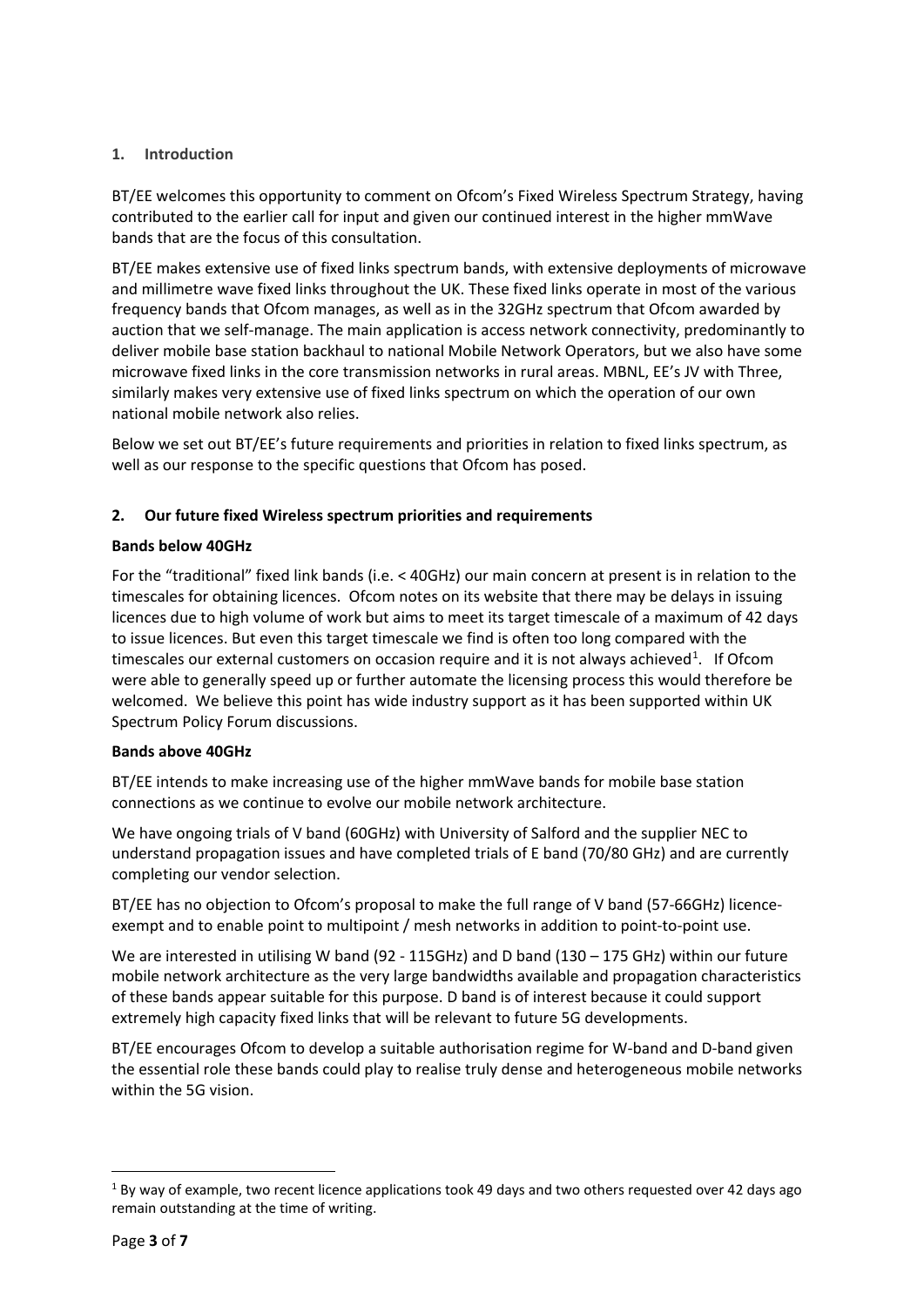## 1. Introduction

BT/EE welcomes this opportunity to comment on Ofcom's Fixed Wireless Spectrum Strategy, having contributed to the earlier call for input and given our continued interest in the higher mmWave bands that are the focus of this consultation.

BT/EE makes extensive use of fixed links spectrum bands, with extensive deployments of microwave and millimetre wave fixed links throughout the UK. These fixed links operate in most of the various frequency bands that Ofcom manages, as well as in the 32GHz spectrum that Ofcom awarded by auction that we self-manage. The main application is access network connectivity, predominantly to deliver mobile base station backhaul to national Mobile Network Operators, but we also have some microwave fixed links in the core transmission networks in rural areas. MBNL, EE's JV with Three, similarly makes very extensive use of fixed links spectrum on which the operation of our own national mobile network also relies.

Below we set out BT/EE's future requirements and priorities in relation to fixed links spectrum, as well as our response to the specific questions that Ofcom has posed.

## 2. Our future fixed Wireless spectrum priorities and requirements

**Bands below 40GHz**

For the "traditional" fixed link bands (i.e. < 40GHz) our main concern at present is in relation to the timescales for obtaining licences. Ofcom notes on its website that there may be delays in issuing licences due to high volume of work but aims to meet its target timescale of a maximum of 42 days to issue licences. But even this target timescale we find is often too long compared with the timescales our external customers on occasion require and it is not always achieved[1]. If Ofcom were able to generally speed up or further automate the licensing process this would therefore be welcomed. We believe this point has wide industry support as it has been supported within UK Spectrum Policy Forum discussions.

**Bands above 40GHz**

BT/EE intends to make increasing use of the higher mmWave bands for mobile base station connections as we continue to evolve our mobile network architecture.

We have ongoing trials of V band (60GHz) with University of Salford and the supplier NEC to understand propagation issues and have completed trials of E band (70/80 GHz) and are currently completing our vendor selection.

BT/EE has no objection to Ofcom's proposal to make the full range of V band (57-66GHz) licence-exempt and to enable point to multipoint / mesh networks in addition to point-to-point use.

We are interested in utilising W band (92 - 115GHz) and D band (130 – 175 GHz) within our future mobile network architecture as the very large bandwidths available and propagation characteristics of these bands appear suitable for this purpose. D band is of interest because it could support extremely high capacity fixed links that will be relevant to future 5G developments.

BT/EE encourages Ofcom to develop a suitable authorisation regime for W-band and D-band given the essential role these bands could play to realise truly dense and heterogeneous mobile networks within the 5G vision.

---

[1] By way of example, two recent licence applications took 49 days and two others requested over 42 days ago remain outstanding at the time of writing.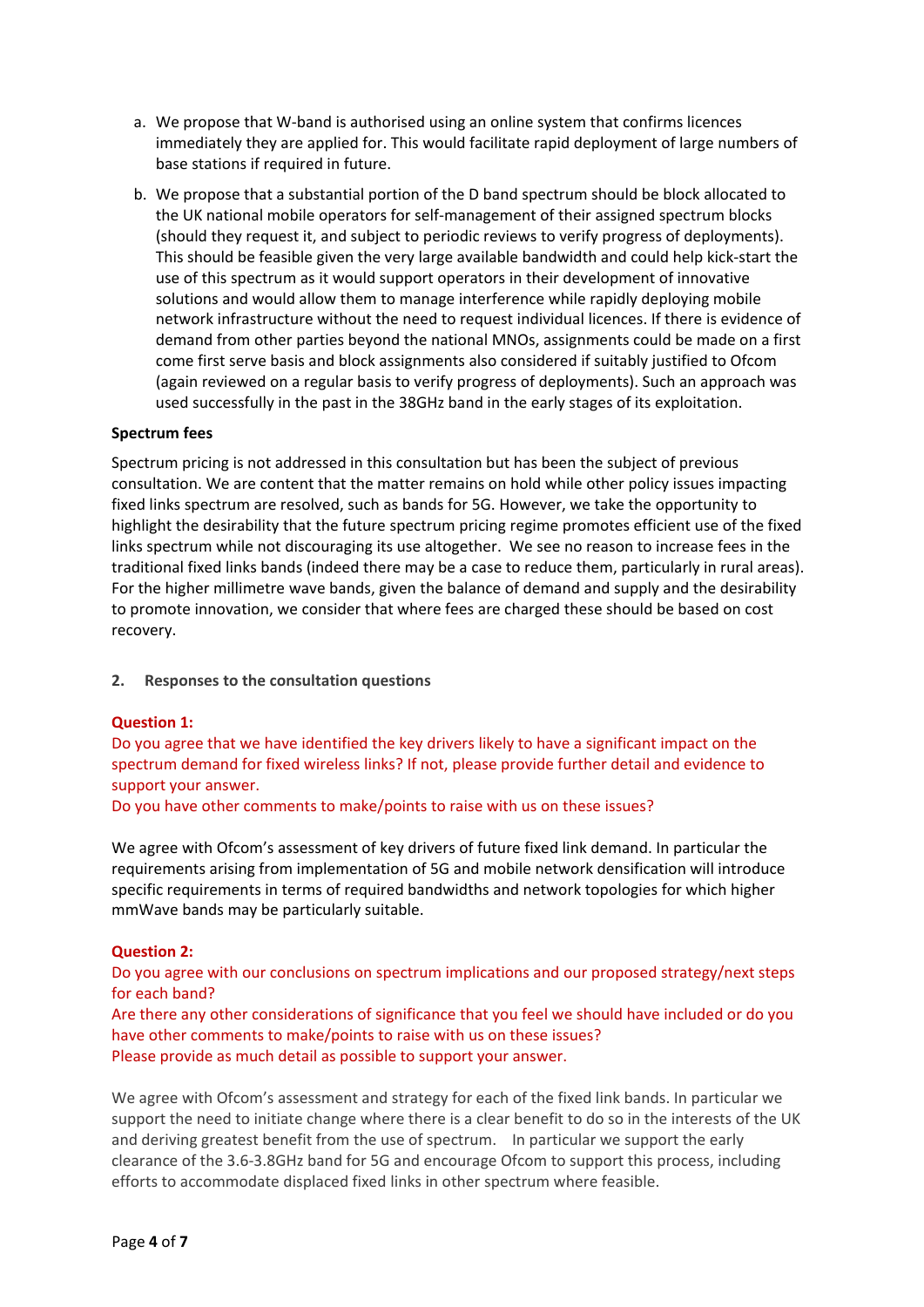a. We propose that W-band is authorised using an online system that confirms licences immediately they are applied for. This would facilitate rapid deployment of large numbers of base stations if required in future.

b. We propose that a substantial portion of the D band spectrum should be block allocated to the UK national mobile operators for self-management of their assigned spectrum blocks (should they request it, and subject to periodic reviews to verify progress of deployments). This should be feasible given the very large available bandwidth and could help kick-start the use of this spectrum as it would support operators in their development of innovative solutions and would allow them to manage interference while rapidly deploying mobile network infrastructure without the need to request individual licences. If there is evidence of demand from other parties beyond the national MNOs, assignments could be made on a first come first serve basis and block assignments also considered if suitably justified to Ofcom (again reviewed on a regular basis to verify progress of deployments). Such an approach was used successfully in the past in the 38GHz band in the early stages of its exploitation.

**Spectrum fees**

Spectrum pricing is not addressed in this consultation but has been the subject of previous consultation. We are content that the matter remains on hold while other policy issues impacting fixed links spectrum are resolved, such as bands for 5G. However, we take the opportunity to highlight the desirability that the future spectrum pricing regime promotes efficient use of the fixed links spectrum while not discouraging its use altogether. We see no reason to increase fees in the traditional fixed links bands (indeed there may be a case to reduce them, particularly in rural areas). For the higher millimetre wave bands, given the balance of demand and supply and the desirability to promote innovation, we consider that where fees are charged these should be based on cost recovery.

## 2. Responses to the consultation questions

**Question 1:**

Do you agree that we have identified the key drivers likely to have a significant impact on the spectrum demand for fixed wireless links? If not, please provide further detail and evidence to support your answer.

Do you have other comments to make/points to raise with us on these issues?

We agree with Ofcom's assessment of key drivers of future fixed link demand. In particular the requirements arising from implementation of 5G and mobile network densification will introduce specific requirements in terms of required bandwidths and network topologies for which higher mmWave bands may be particularly suitable.

**Question 2:**

Do you agree with our conclusions on spectrum implications and our proposed strategy/next steps for each band?

Are there any other considerations of significance that you feel we should have included or do you have other comments to make/points to raise with us on these issues?

Please provide as much detail as possible to support your answer.

We agree with Ofcom's assessment and strategy for each of the fixed link bands. In particular we support the need to initiate change where there is a clear benefit to do so in the interests of the UK and deriving greatest benefit from the use of spectrum. In particular we support the early clearance of the 3.6-3.8GHz band for 5G and encourage Ofcom to support this process, including efforts to accommodate displaced fixed links in other spectrum where feasible.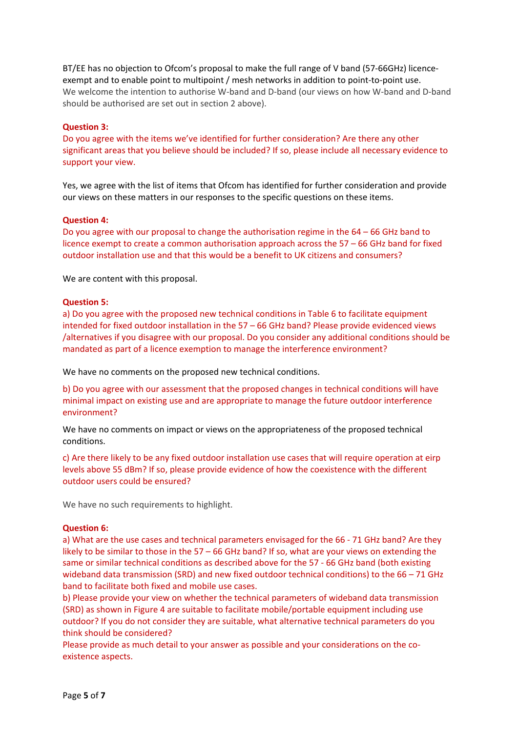BT/EE has no objection to Ofcom's proposal to make the full range of V band (57-66GHz) licence-exempt and to enable point to multipoint / mesh networks in addition to point-to-point use. We welcome the intention to authorise W-band and D-band (our views on how W-band and D-band should be authorised are set out in section 2 above).

**Question 3:**
Do you agree with the items we've identified for further consideration? Are there any other significant areas that you believe should be included? If so, please include all necessary evidence to support your view.

Yes, we agree with the list of items that Ofcom has identified for further consideration and provide our views on these matters in our responses to the specific questions on these items.

**Question 4:**
Do you agree with our proposal to change the authorisation regime in the 64 – 66 GHz band to licence exempt to create a common authorisation approach across the 57 – 66 GHz band for fixed outdoor installation use and that this would be a benefit to UK citizens and consumers?

We are content with this proposal.

**Question 5:**
a) Do you agree with the proposed new technical conditions in Table 6 to facilitate equipment intended for fixed outdoor installation in the 57 – 66 GHz band? Please provide evidenced views /alternatives if you disagree with our proposal. Do you consider any additional conditions should be mandated as part of a licence exemption to manage the interference environment?

We have no comments on the proposed new technical conditions.

b) Do you agree with our assessment that the proposed changes in technical conditions will have minimal impact on existing use and are appropriate to manage the future outdoor interference environment?

We have no comments on impact or views on the appropriateness of the proposed technical conditions.

c) Are there likely to be any fixed outdoor installation use cases that will require operation at eirp levels above 55 dBm? If so, please provide evidence of how the coexistence with the different outdoor users could be ensured?

We have no such requirements to highlight.

**Question 6:**
a) What are the use cases and technical parameters envisaged for the 66 - 71 GHz band? Are they likely to be similar to those in the 57 – 66 GHz band? If so, what are your views on extending the same or similar technical conditions as described above for the 57 - 66 GHz band (both existing wideband data transmission (SRD) and new fixed outdoor technical conditions) to the 66 – 71 GHz band to facilitate both fixed and mobile use cases.
b) Please provide your view on whether the technical parameters of wideband data transmission (SRD) as shown in Figure 4 are suitable to facilitate mobile/portable equipment including use outdoor? If you do not consider they are suitable, what alternative technical parameters do you think should be considered?
Please provide as much detail to your answer as possible and your considerations on the co-existence aspects.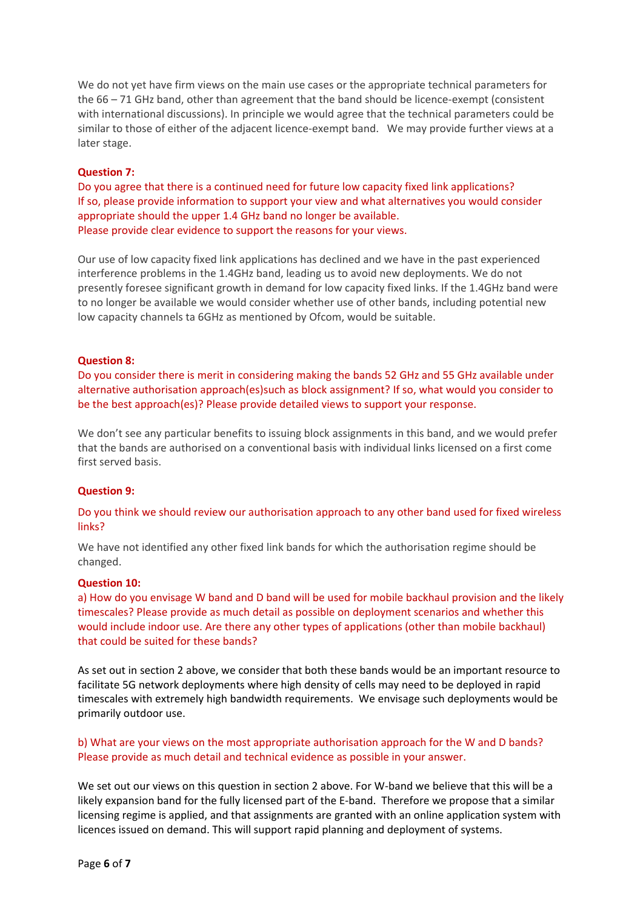We do not yet have firm views on the main use cases or the appropriate technical parameters for the 66 – 71 GHz band, other than agreement that the band should be licence-exempt (consistent with international discussions). In principle we would agree that the technical parameters could be similar to those of either of the adjacent licence-exempt band. We may provide further views at a later stage.

**Question 7:**

Do you agree that there is a continued need for future low capacity fixed link applications?
If so, please provide information to support your view and what alternatives you would consider appropriate should the upper 1.4 GHz band no longer be available.
Please provide clear evidence to support the reasons for your views.

Our use of low capacity fixed link applications has declined and we have in the past experienced interference problems in the 1.4GHz band, leading us to avoid new deployments. We do not presently foresee significant growth in demand for low capacity fixed links. If the 1.4GHz band were to no longer be available we would consider whether use of other bands, including potential new low capacity channels ta 6GHz as mentioned by Ofcom, would be suitable.

**Question 8:**

Do you consider there is merit in considering making the bands 52 GHz and 55 GHz available under alternative authorisation approach(es)such as block assignment? If so, what would you consider to be the best approach(es)? Please provide detailed views to support your response.

We don't see any particular benefits to issuing block assignments in this band, and we would prefer that the bands are authorised on a conventional basis with individual links licensed on a first come first served basis.

**Question 9:**

Do you think we should review our authorisation approach to any other band used for fixed wireless links?

We have not identified any other fixed link bands for which the authorisation regime should be changed.

**Question 10:**

a) How do you envisage W band and D band will be used for mobile backhaul provision and the likely timescales? Please provide as much detail as possible on deployment scenarios and whether this would include indoor use. Are there any other types of applications (other than mobile backhaul) that could be suited for these bands?

As set out in section 2 above, we consider that both these bands would be an important resource to facilitate 5G network deployments where high density of cells may need to be deployed in rapid timescales with extremely high bandwidth requirements. We envisage such deployments would be primarily outdoor use.

b) What are your views on the most appropriate authorisation approach for the W and D bands? Please provide as much detail and technical evidence as possible in your answer.

We set out our views on this question in section 2 above. For W-band we believe that this will be a likely expansion band for the fully licensed part of the E-band. Therefore we propose that a similar licensing regime is applied, and that assignments are granted with an online application system with licences issued on demand. This will support rapid planning and deployment of systems.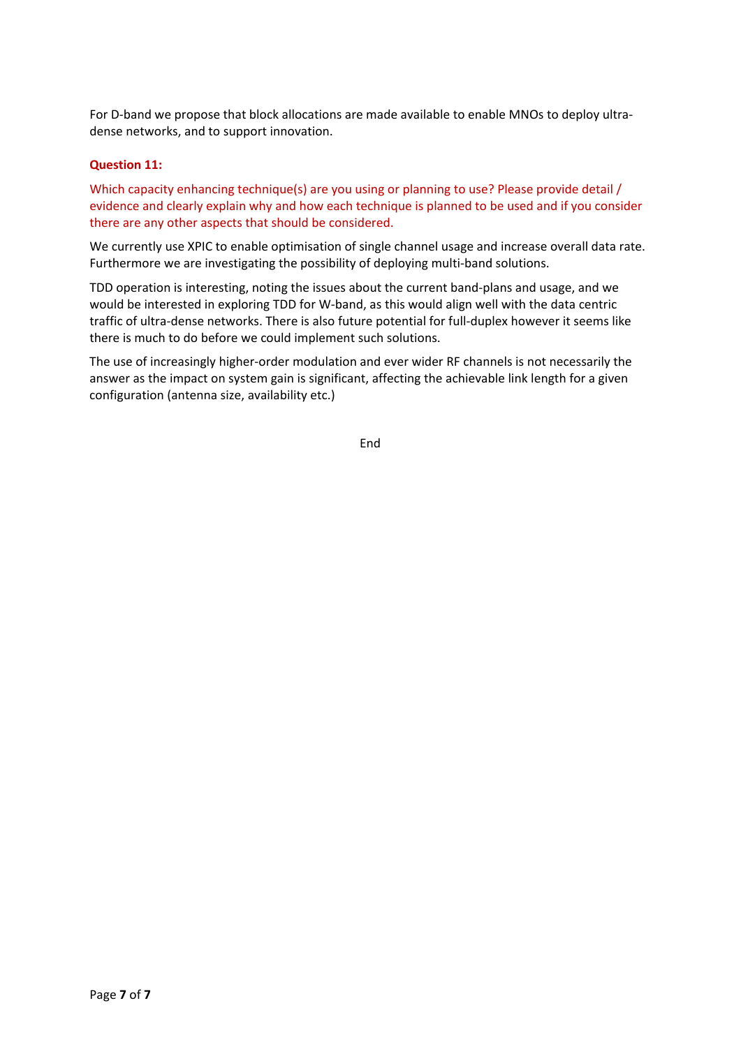For D-band we propose that block allocations are made available to enable MNOs to deploy ultra-dense networks, and to support innovation.

**Question 11:**

Which capacity enhancing technique(s) are you using or planning to use? Please provide detail / evidence and clearly explain why and how each technique is planned to be used and if you consider there are any other aspects that should be considered.

We currently use XPIC to enable optimisation of single channel usage and increase overall data rate. Furthermore we are investigating the possibility of deploying multi-band solutions.

TDD operation is interesting, noting the issues about the current band-plans and usage, and we would be interested in exploring TDD for W-band, as this would align well with the data centric traffic of ultra-dense networks. There is also future potential for full-duplex however it seems like there is much to do before we could implement such solutions.

The use of increasingly higher-order modulation and ever wider RF channels is not necessarily the answer as the impact on system gain is significant, affecting the achievable link length for a given configuration (antenna size, availability etc.)

End